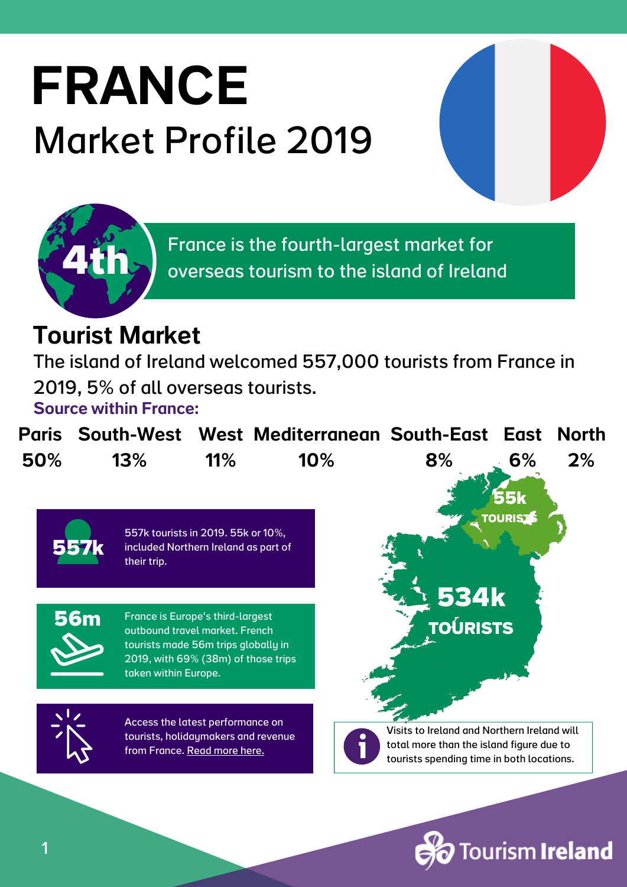# FRANCE

## Market Profile 2019

**4th**

France is the fourth-largest market for overseas tourism to the island of Ireland

## Tourist Market

The island of Ireland welcomed 557,000 tourists from France in 2019, 5% of all overseas tourists.

**Source within France:**

| Paris | South-West | West | Mediterranean | South-East | East | North |
|---|---|---|---|---|---|---|
| 50% | 13% | 11% | 10% | 8% | 6% | 2% |

**557k**

557k tourists in 2019. 55k or 10%, included Northern Ireland as part of their trip.

**56m**

France is Europe's third-largest outbound travel market. French tourists made 56m trips globally in 2019, with 69% (38m) of those trips taken within Europe.

Access the latest performance on tourists, holidaymakers and revenue from France. Read more here.

**55k TOURISTS**

**534k TOURISTS**

Visits to Ireland and Northern Ireland will total more than the island figure due to tourists spending time in both locations.

Tourism Ireland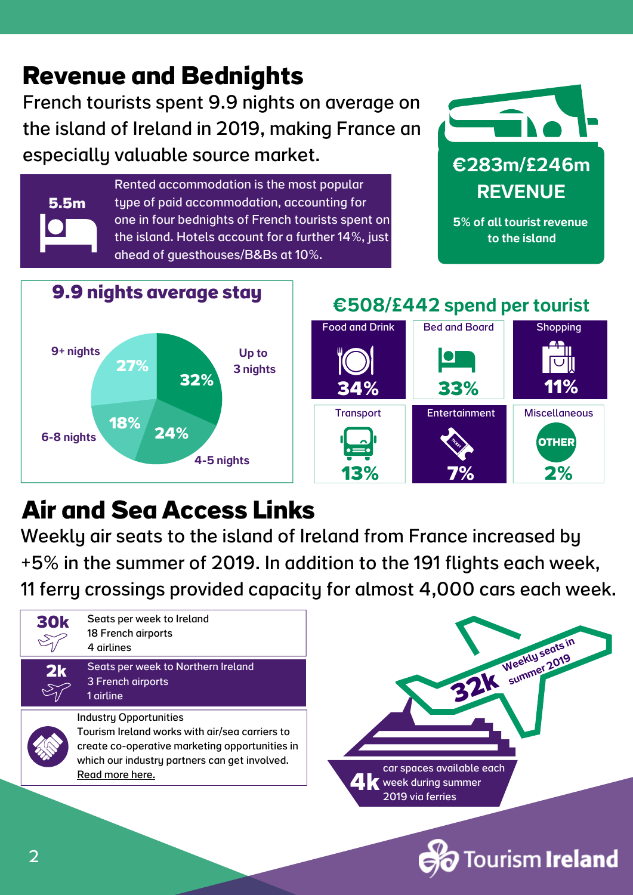# Revenue and Bednights

French tourists spent 9.9 nights on average on the island of Ireland in 2019, making France an especially valuable source market.

**5.5m**

Rented accommodation is the most popular type of paid accommodation, accounting for one in four bednights of French tourists spent on the island. Hotels account for a further 14%, just ahead of guesthouses/B&Bs at 10%.

**€283m/£246m REVENUE**

5% of all tourist revenue to the island

## 9.9 nights average stay

| Length of stay | Share |
|---|---|
| Up to 3 nights | 32% |
| 4-5 nights | 24% |
| 6-8 nights | 18% |
| 9+ nights | 27% |

## €508/£442 spend per tourist

| Category | Share |
|---|---|
| Food and Drink | 34% |
| Bed and Board | 33% |
| Shopping | 11% |
| Transport | 13% |
| Entertainment | 7% |
| Miscellaneous (OTHER) | 2% |

# Air and Sea Access Links

Weekly air seats to the island of Ireland from France increased by +5% in the summer of 2019. In addition to the 191 flights each week, 11 ferry crossings provided capacity for almost 4,000 cars each week.

**30k** Seats per week to Ireland
18 French airports
4 airlines

**2k** Seats per week to Northern Ireland
3 French airports
1 airline

Industry Opportunities
Tourism Ireland works with air/sea carriers to create co-operative marketing opportunities in which our industry partners can get involved.
Read more here.

**32k** Weekly seats in summer 2019

**4k** car spaces available each week during summer 2019 via ferries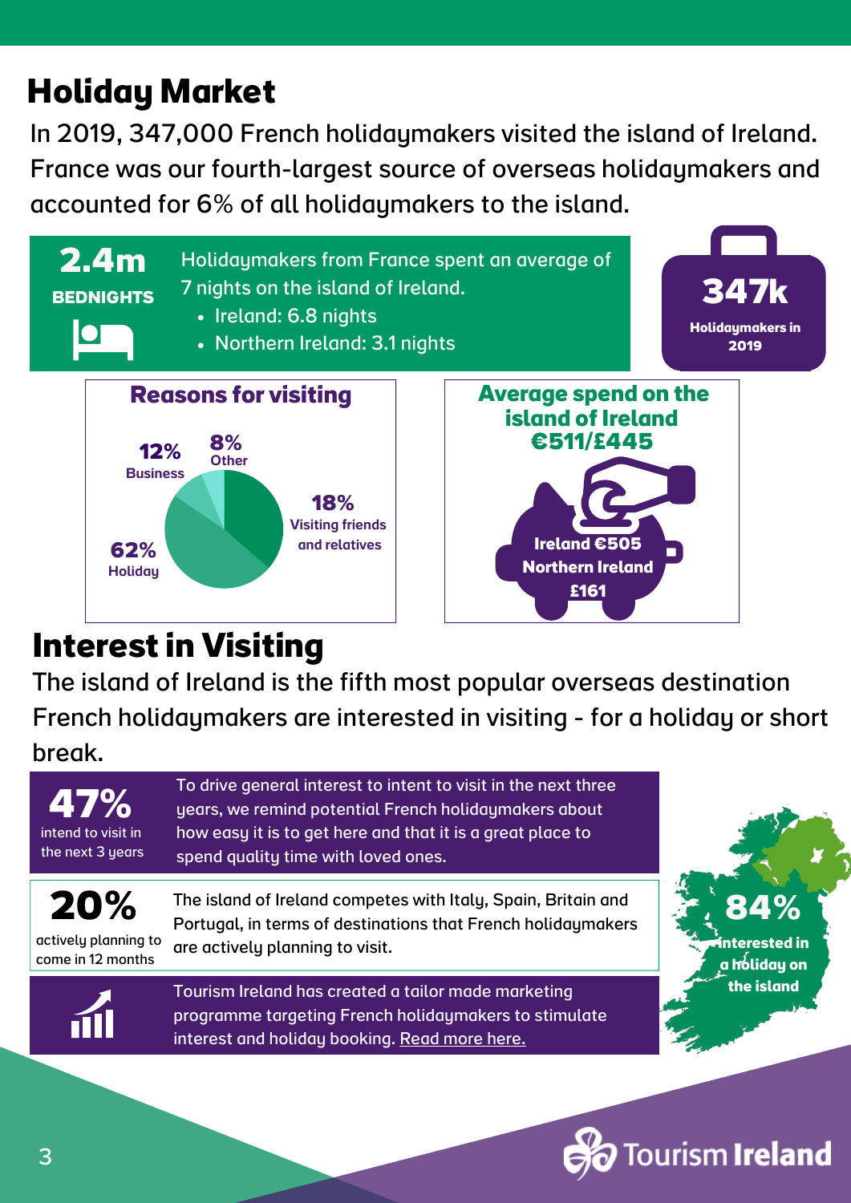# Holiday Market

In 2019, 347,000 French holidaymakers visited the island of Ireland. France was our fourth-largest source of overseas holidaymakers and accounted for 6% of all holidaymakers to the island.

**2.4m**
**BEDNIGHTS**

Holidaymakers from France spent an average of 7 nights on the island of Ireland.

- Ireland: 6.8 nights
- Northern Ireland: 3.1 nights

**347k**
**Holidaymakers in 2019**

## Reasons for visiting

- **62%** Holiday
- **18%** Visiting friends and relatives
- **12%** Business
- **8%** Other

## Average spend on the island of Ireland €511/£445

- **Ireland €505**
- **Northern Ireland £161**

# Interest in Visiting

The island of Ireland is the fifth most popular overseas destination French holidaymakers are interested in visiting - for a holiday or short break.

**47%** intend to visit in the next 3 years

To drive general interest to intent to visit in the next three years, we remind potential French holidaymakers about how easy it is to get here and that it is a great place to spend quality time with loved ones.

**20%** actively planning to come in 12 months

The island of Ireland competes with Italy, Spain, Britain and Portugal, in terms of destinations that French holidaymakers are actively planning to visit.

Tourism Ireland has created a tailor made marketing programme targeting French holidaymakers to stimulate interest and holiday booking. Read more here.

**84%** interested in a holiday on the island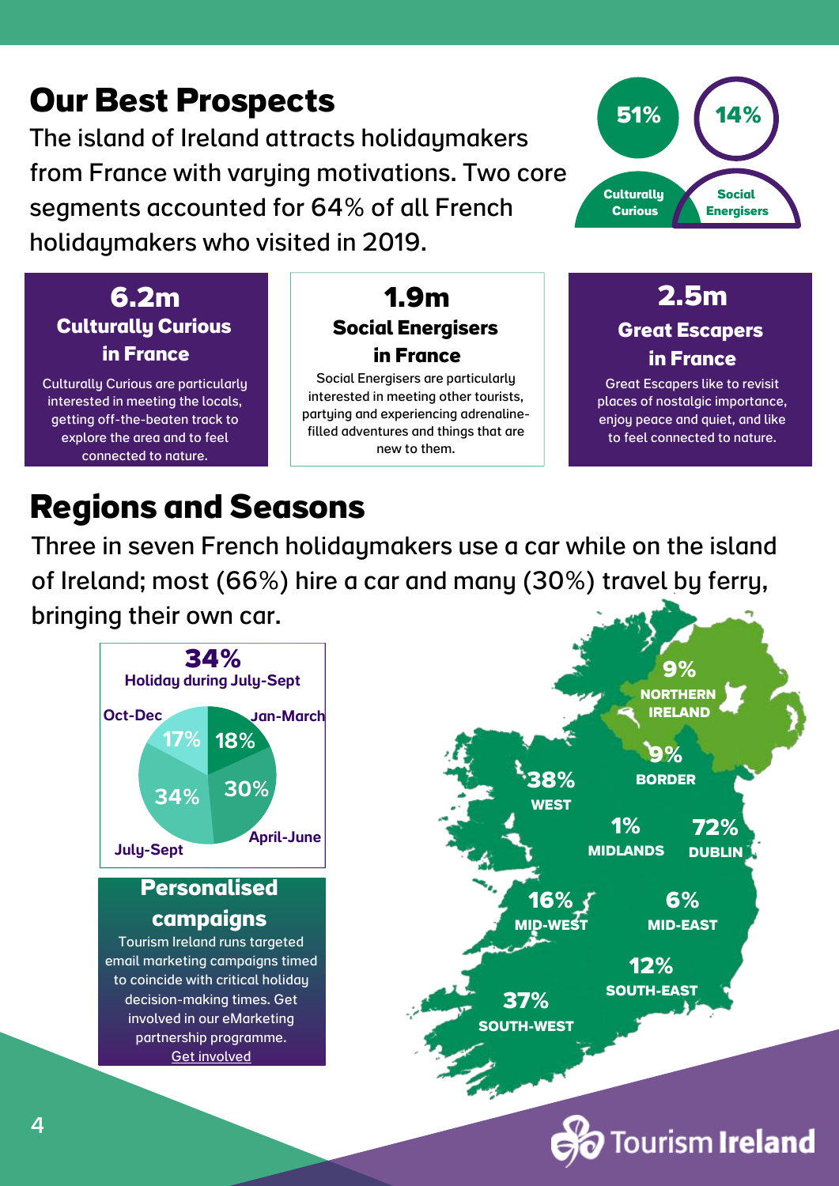# Our Best Prospects

The island of Ireland attracts holidaymakers from France with varying motivations. Two core segments accounted for 64% of all French holidaymakers who visited in 2019.

51% Culturally Curious | 14% Social Energisers

### 6.2m Culturally Curious in France

Culturally Curious are particularly interested in meeting the locals, getting off-the-beaten track to explore the area and to feel connected to nature.

### 1.9m Social Energisers in France

Social Energisers are particularly interested in meeting other tourists, partying and experiencing adrenaline-filled adventures and things that are new to them.

### 2.5m Great Escapers in France

Great Escapers like to revisit places of nostalgic importance, enjoy peace and quiet, and like to feel connected to nature.

# Regions and Seasons

Three in seven French holidaymakers use a car while on the island of Ireland; most (66%) hire a car and many (30%) travel by ferry, bringing their own car.

**34%** Holiday during July-Sept

| Season | Share |
|---|---|
| Jan-March | 18% |
| April-June | 30% |
| July-Sept | 34% |
| Oct-Dec | 17% |

| Region | Share |
|---|---|
| Northern Ireland | 9% |
| Border | 9% |
| West | 38% |
| Midlands | 1% |
| Dublin | 72% |
| Mid-West | 16% |
| Mid-East | 6% |
| South-East | 12% |
| South-West | 37% |

### Personalised campaigns

Tourism Ireland runs targeted email marketing campaigns timed to coincide with critical holiday decision-making times. Get involved in our eMarketing partnership programme.

Get involved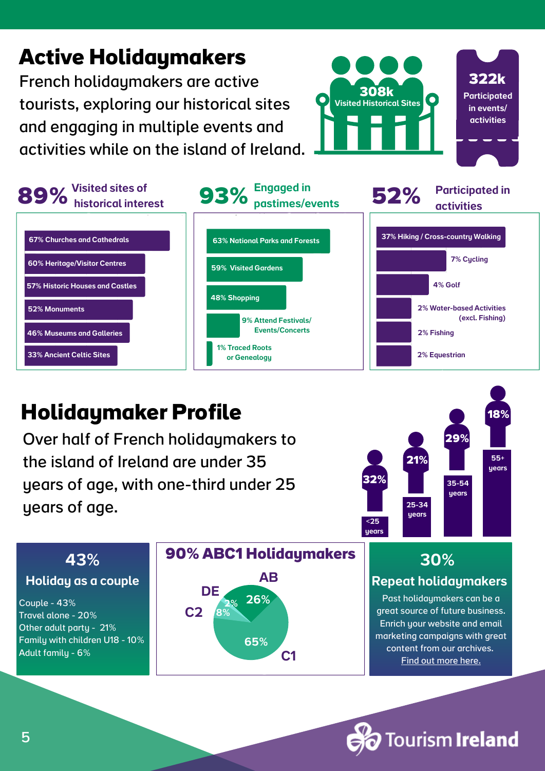# Active Holidaymakers

French holidaymakers are active tourists, exploring our historical sites and engaging in multiple events and activities while on the island of Ireland.

**308k** Visited Historical Sites

**322k** Participated in events/ activities

## 89% Visited sites of historical interest

- 67% Churches and Cathedrals
- 60% Heritage/Visitor Centres
- 57% Historic Houses and Castles
- 52% Monuments
- 46% Museums and Galleries
- 33% Ancient Celtic Sites

## 93% Engaged in pastimes/events

- 63% National Parks and Forests
- 59% Visited Gardens
- 48% Shopping
- 9% Attend Festivals/ Events/Concerts
- 1% Traced Roots or Genealogy

## 52% Participated in activities

- 37% Hiking / Cross-country Walking
- 7% Cycling
- 4% Golf
- 2% Water-based Activities (excl. Fishing)
- 2% Fishing
- 2% Equestrian

# Holidaymaker Profile

Over half of French holidaymakers to the island of Ireland are under 35 years of age, with one-third under 25 years of age.

| Age | % |
|---|---|
| <25 years | 32% |
| 25-34 years | 21% |
| 35-54 years | 29% |
| 55+ years | 18% |

## 43% Holiday as a couple

- Couple - 43%
- Travel alone - 20%
- Other adult party - 21%
- Family with children U18 - 10%
- Adult family - 6%

## 90% ABC1 Holidaymakers

- AB: 26%
- C1: 65%
- C2: 8%
- DE: 2%

## 30% Repeat holidaymakers

Past holidaymakers can be a great source of future business. Enrich your website and email marketing campaigns with great content from our archives. Find out more here.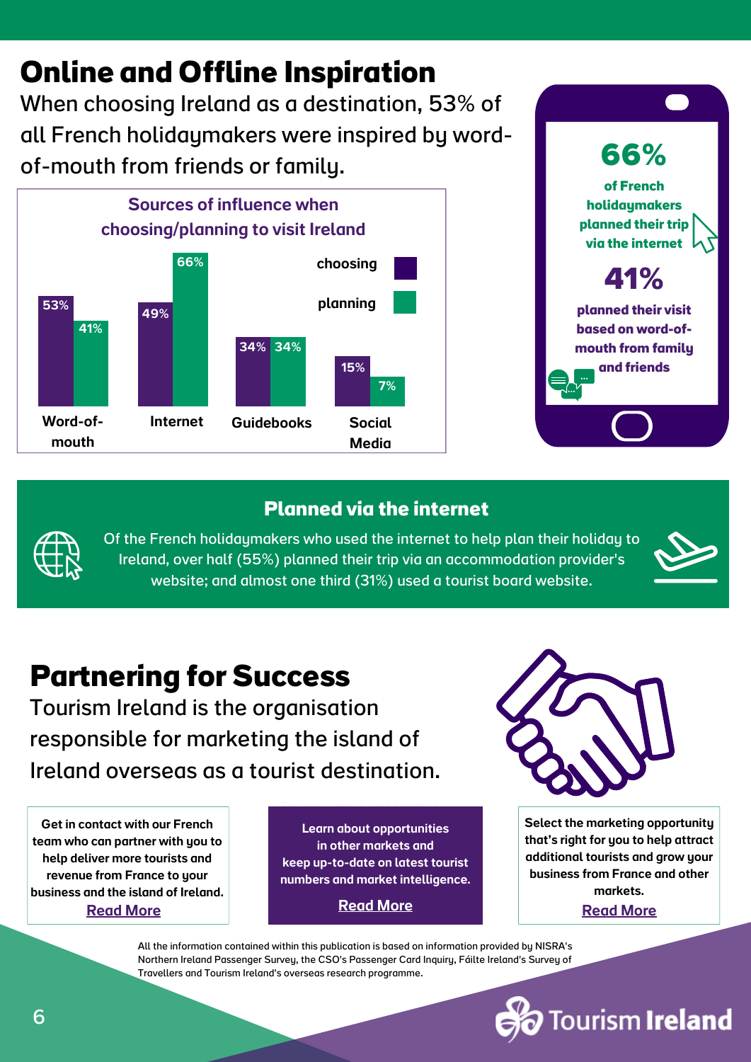# Online and Offline Inspiration

When choosing Ireland as a destination, 53% of all French holidaymakers were inspired by word-of-mouth from friends or family.

**Sources of influence when choosing/planning to visit Ireland**

choosing
planning

Word-of-mouth: 53% 41%
Internet: 49% 66%
Guidebooks: 34% 34%
Social Media: 15% 7%

**66%** of French holidaymakers planned their trip via the internet

**41%** planned their visit based on word-of-mouth from family and friends

## Planned via the internet

Of the French holidaymakers who used the internet to help plan their holiday to Ireland, over half (55%) planned their trip via an accommodation provider's website; and almost one third (31%) used a tourist board website.

# Partnering for Success

Tourism Ireland is the organisation responsible for marketing the island of Ireland overseas as a tourist destination.

Get in contact with our French team who can partner with you to help deliver more tourists and revenue from France to your business and the island of Ireland.
Read More

Learn about opportunities in other markets and keep up-to-date on latest tourist numbers and market intelligence.
Read More

Select the marketing opportunity that's right for you to help attract additional tourists and grow your business from France and other markets.
Read More

All the information contained within this publication is based on information provided by NISRA's Northern Ireland Passenger Survey, the CSO's Passenger Card Inquiry, Fáilte Ireland's Survey of Travellers and Tourism Ireland's overseas research programme.

Tourism Ireland